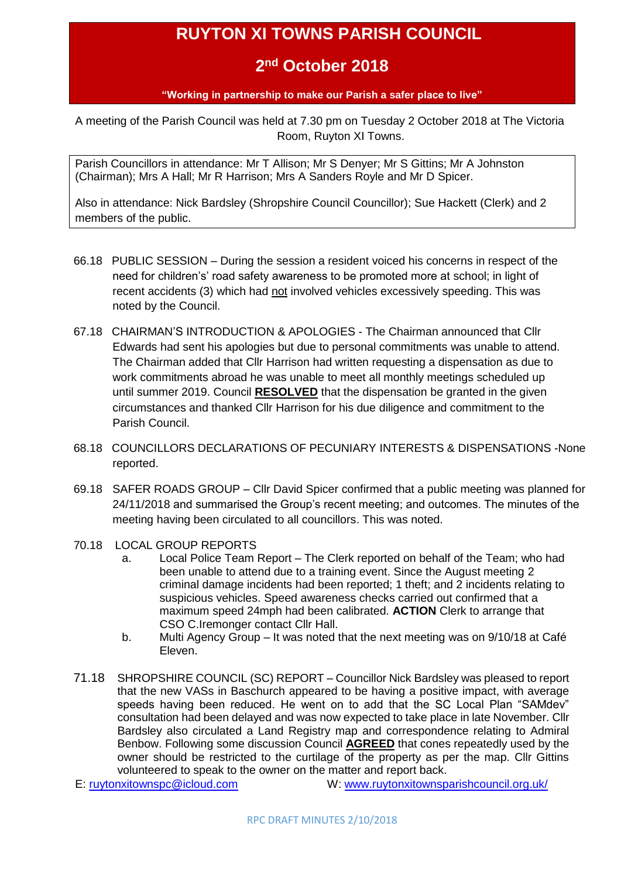# RUYTON XI TOWNS PARISH COUNCIL

## 2nd October 2018

**"Working in partnership to make our Parish a safer place to live"**

A meeting of the Parish Council was held at 7.30 pm on Tuesday 2 October 2018 at The Victoria Room, Ruyton XI Towns.

Parish Councillors in attendance: Mr T Allison; Mr S Denyer; Mr S Gittins; Mr A Johnston (Chairman); Mrs A Hall; Mr R Harrison; Mrs A Sanders Royle and Mr D Spicer.

Also in attendance: Nick Bardsley (Shropshire Council Councillor); Sue Hackett (Clerk) and 2 members of the public.

66.18 PUBLIC SESSION – During the session a resident voiced his concerns in respect of the need for children's' road safety awareness to be promoted more at school; in light of recent accidents (3) which had not involved vehicles excessively speeding. This was noted by the Council.

67.18 CHAIRMAN'S INTRODUCTION & APOLOGIES - The Chairman announced that Cllr Edwards had sent his apologies but due to personal commitments was unable to attend. The Chairman added that Cllr Harrison had written requesting a dispensation as due to work commitments abroad he was unable to meet all monthly meetings scheduled up until summer 2019. Council **RESOLVED** that the dispensation be granted in the given circumstances and thanked Cllr Harrison for his due diligence and commitment to the Parish Council.

68.18 COUNCILLORS DECLARATIONS OF PECUNIARY INTERESTS & DISPENSATIONS -None reported.

69.18 SAFER ROADS GROUP – Cllr David Spicer confirmed that a public meeting was planned for 24/11/2018 and summarised the Group's recent meeting; and outcomes. The minutes of the meeting having been circulated to all councillors. This was noted.

70.18 LOCAL GROUP REPORTS

a. Local Police Team Report – The Clerk reported on behalf of the Team; who had been unable to attend due to a training event. Since the August meeting 2 criminal damage incidents had been reported; 1 theft; and 2 incidents relating to suspicious vehicles. Speed awareness checks carried out confirmed that a maximum speed 24mph had been calibrated. **ACTION** Clerk to arrange that CSO C.Iremonger contact Cllr Hall.

b. Multi Agency Group – It was noted that the next meeting was on 9/10/18 at Café Eleven.

71.18 SHROPSHIRE COUNCIL (SC) REPORT – Councillor Nick Bardsley was pleased to report that the new VASs in Baschurch appeared to be having a positive impact, with average speeds having been reduced. He went on to add that the SC Local Plan "SAMdev" consultation had been delayed and was now expected to take place in late November. Cllr Bardsley also circulated a Land Registry map and correspondence relating to Admiral Benbow. Following some discussion Council **AGREED** that cones repeatedly used by the owner should be restricted to the curtilage of the property as per the map. Cllr Gittins volunteered to speak to the owner on the matter and report back.

E: ruytonxitownspc@icloud.com W: www.ruytonxitownsparishcouncil.org.uk/

RPC DRAFT MINUTES 2/10/2018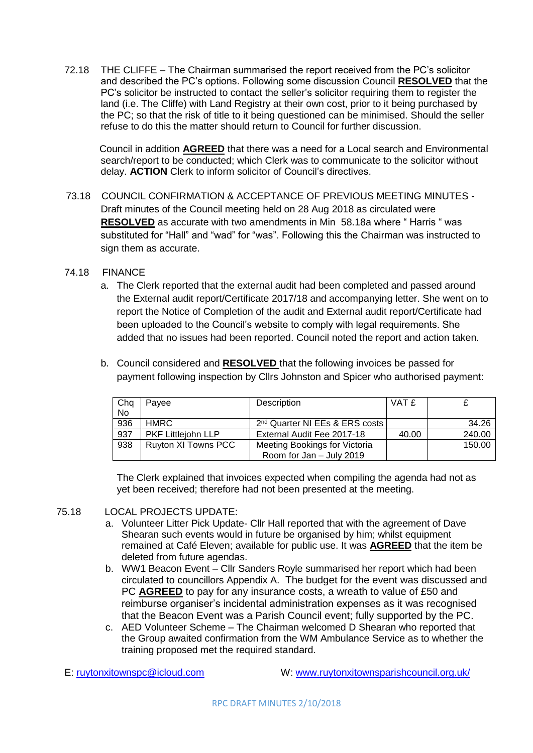72.18 THE CLIFFE – The Chairman summarised the report received from the PC's solicitor and described the PC's options. Following some discussion Council **RESOLVED** that the PC's solicitor be instructed to contact the seller's solicitor requiring them to register the land (i.e. The Cliffe) with Land Registry at their own cost, prior to it being purchased by the PC; so that the risk of title to it being questioned can be minimised. Should the seller refuse to do this the matter should return to Council for further discussion.

Council in addition **AGREED** that there was a need for a Local search and Environmental search/report to be conducted; which Clerk was to communicate to the solicitor without delay. **ACTION** Clerk to inform solicitor of Council's directives.

73.18 COUNCIL CONFIRMATION & ACCEPTANCE OF PREVIOUS MEETING MINUTES - Draft minutes of the Council meeting held on 28 Aug 2018 as circulated were **RESOLVED** as accurate with two amendments in Min 58.18a where " Harris " was substituted for "Hall" and "wad" for "was". Following this the Chairman was instructed to sign them as accurate.

74.18 FINANCE

a. The Clerk reported that the external audit had been completed and passed around the External audit report/Certificate 2017/18 and accompanying letter. She went on to report the Notice of Completion of the audit and External audit report/Certificate had been uploaded to the Council's website to comply with legal requirements. She added that no issues had been reported. Council noted the report and action taken.

b. Council considered and **RESOLVED** that the following invoices be passed for payment following inspection by Cllrs Johnston and Spicer who authorised payment:

| Chq No | Payee | Description | VAT £ | £ |
|---|---|---|---|---|
| 936 | HMRC | 2nd Quarter NI EEs & ERS costs | | 34.26 |
| 937 | PKF Littlejohn LLP | External Audit Fee 2017-18 | 40.00 | 240.00 |
| 938 | Ruyton XI Towns PCC | Meeting Bookings for Victoria Room for Jan – July 2019 | | 150.00 |

The Clerk explained that invoices expected when compiling the agenda had not as yet been received; therefore had not been presented at the meeting.

75.18 LOCAL PROJECTS UPDATE:

a. Volunteer Litter Pick Update- Cllr Hall reported that with the agreement of Dave Shearan such events would in future be organised by him; whilst equipment remained at Café Eleven; available for public use. It was **AGREED** that the item be deleted from future agendas.
b. WW1 Beacon Event – Cllr Sanders Royle summarised her report which had been circulated to councillors Appendix A. The budget for the event was discussed and PC **AGREED** to pay for any insurance costs, a wreath to value of £50 and reimburse organiser's incidental administration expenses as it was recognised that the Beacon Event was a Parish Council event; fully supported by the PC.
c. AED Volunteer Scheme – The Chairman welcomed D Shearan who reported that the Group awaited confirmation from the WM Ambulance Service as to whether the training proposed met the required standard.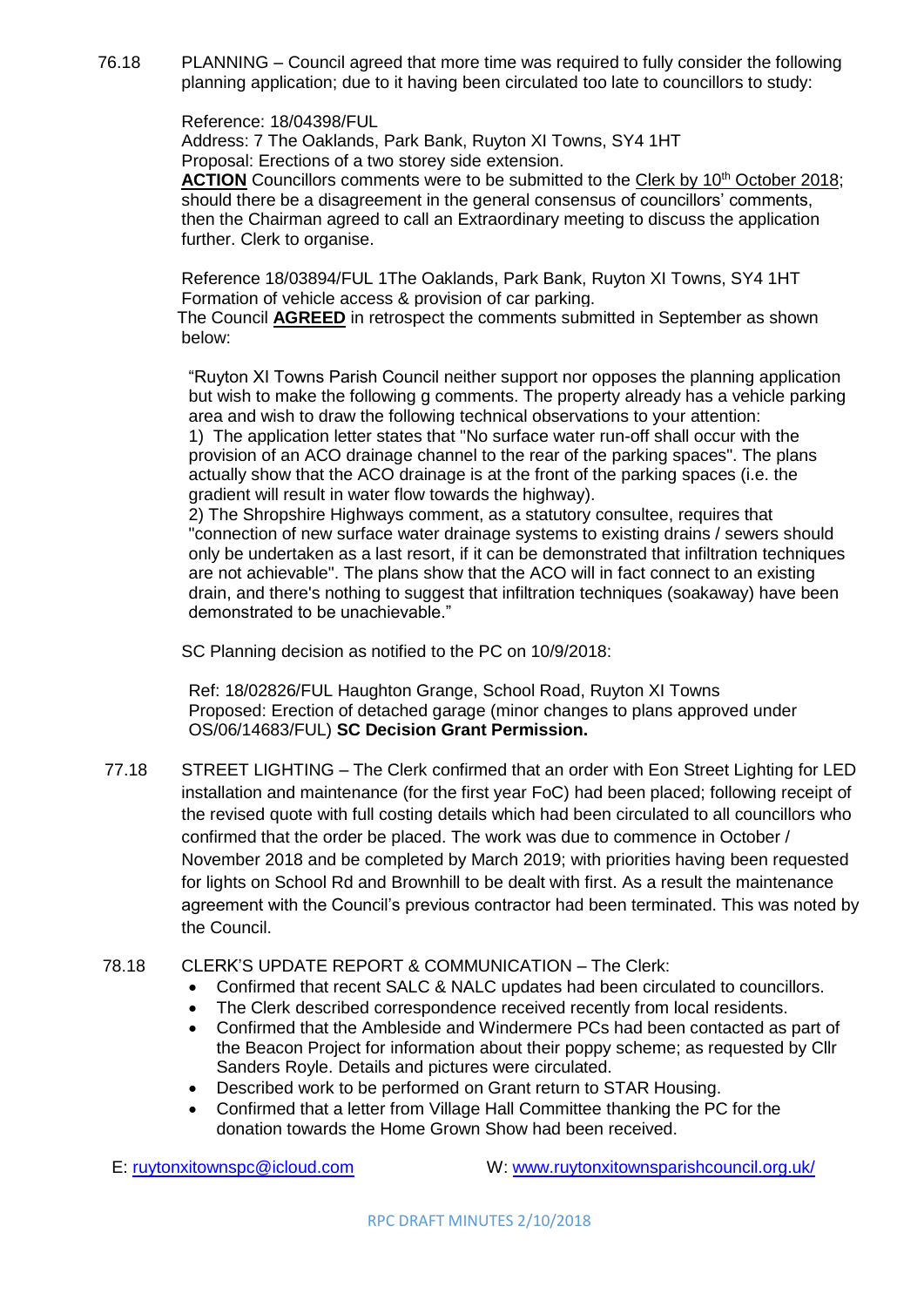76.18 PLANNING – Council agreed that more time was required to fully consider the following planning application; due to it having been circulated too late to councillors to study:

Reference: 18/04398/FUL
Address: 7 The Oaklands, Park Bank, Ruyton XI Towns, SY4 1HT
Proposal: Erections of a two storey side extension.
**ACTION** Councillors comments were to be submitted to the Clerk by 10th October 2018; should there be a disagreement in the general consensus of councillors' comments, then the Chairman agreed to call an Extraordinary meeting to discuss the application further. Clerk to organise.

Reference 18/03894/FUL 1The Oaklands, Park Bank, Ruyton XI Towns, SY4 1HT
Formation of vehicle access & provision of car parking.
The Council **AGREED** in retrospect the comments submitted in September as shown below:

"Ruyton XI Towns Parish Council neither support nor opposes the planning application but wish to make the following g comments. The property already has a vehicle parking area and wish to draw the following technical observations to your attention:
1) The application letter states that "No surface water run-off shall occur with the provision of an ACO drainage channel to the rear of the parking spaces". The plans actually show that the ACO drainage is at the front of the parking spaces (i.e. the gradient will result in water flow towards the highway).
2) The Shropshire Highways comment, as a statutory consultee, requires that "connection of new surface water drainage systems to existing drains / sewers should only be undertaken as a last resort, if it can be demonstrated that infiltration techniques are not achievable". The plans show that the ACO will in fact connect to an existing drain, and there's nothing to suggest that infiltration techniques (soakaway) have been demonstrated to be unachievable."

SC Planning decision as notified to the PC on 10/9/2018:

Ref: 18/02826/FUL Haughton Grange, School Road, Ruyton XI Towns
Proposed: Erection of detached garage (minor changes to plans approved under OS/06/14683/FUL) **SC Decision Grant Permission.**

77.18 STREET LIGHTING – The Clerk confirmed that an order with Eon Street Lighting for LED installation and maintenance (for the first year FoC) had been placed; following receipt of the revised quote with full costing details which had been circulated to all councillors who confirmed that the order be placed. The work was due to commence in October / November 2018 and be completed by March 2019; with priorities having been requested for lights on School Rd and Brownhill to be dealt with first. As a result the maintenance agreement with the Council's previous contractor had been terminated. This was noted by the Council.

78.18 CLERK'S UPDATE REPORT & COMMUNICATION – The Clerk:

- Confirmed that recent SALC & NALC updates had been circulated to councillors.
- The Clerk described correspondence received recently from local residents.
- Confirmed that the Ambleside and Windermere PCs had been contacted as part of the Beacon Project for information about their poppy scheme; as requested by Cllr Sanders Royle. Details and pictures were circulated.
- Described work to be performed on Grant return to STAR Housing.
- Confirmed that a letter from Village Hall Committee thanking the PC for the donation towards the Home Grown Show had been received.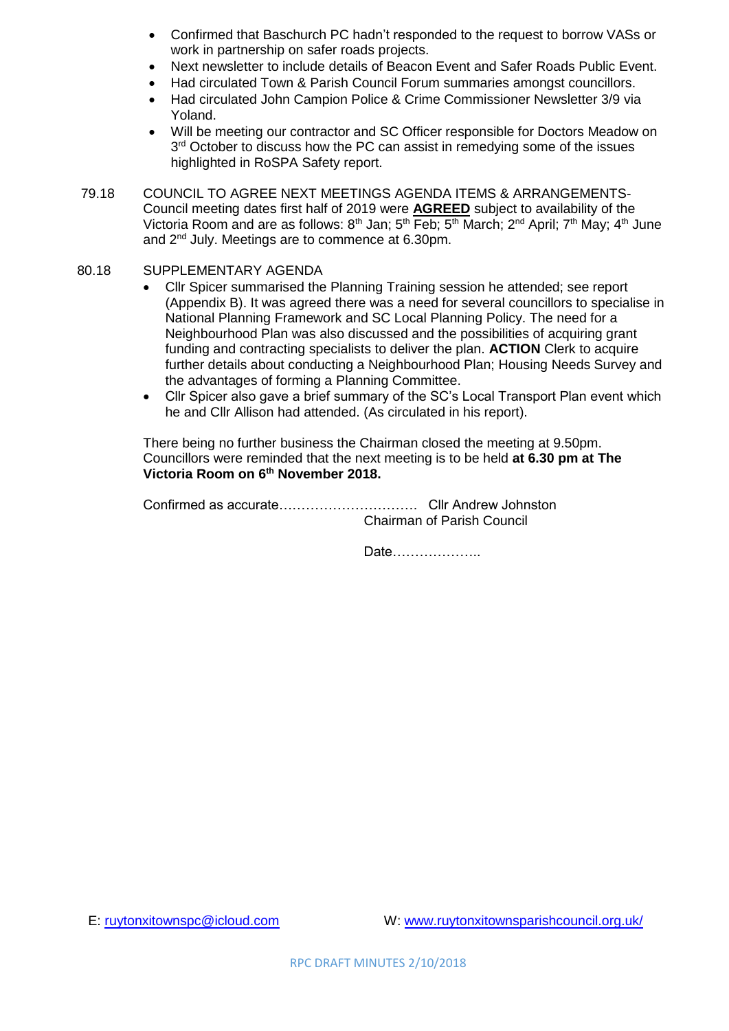- Confirmed that Baschurch PC hadn't responded to the request to borrow VASs or work in partnership on safer roads projects.
- Next newsletter to include details of Beacon Event and Safer Roads Public Event.
- Had circulated Town & Parish Council Forum summaries amongst councillors.
- Had circulated John Campion Police & Crime Commissioner Newsletter 3/9 via Yoland.
- Will be meeting our contractor and SC Officer responsible for Doctors Meadow on 3rd October to discuss how the PC can assist in remedying some of the issues highlighted in RoSPA Safety report.

79.18 COUNCIL TO AGREE NEXT MEETINGS AGENDA ITEMS & ARRANGEMENTS- Council meeting dates first half of 2019 were **AGREED** subject to availability of the Victoria Room and are as follows: 8th Jan; 5th Feb; 5th March; 2nd April; 7th May; 4th June and 2nd July. Meetings are to commence at 6.30pm.

80.18 SUPPLEMENTARY AGENDA

- Cllr Spicer summarised the Planning Training session he attended; see report (Appendix B). It was agreed there was a need for several councillors to specialise in National Planning Framework and SC Local Planning Policy. The need for a Neighbourhood Plan was also discussed and the possibilities of acquiring grant funding and contracting specialists to deliver the plan. **ACTION** Clerk to acquire further details about conducting a Neighbourhood Plan; Housing Needs Survey and the advantages of forming a Planning Committee.
- Cllr Spicer also gave a brief summary of the SC's Local Transport Plan event which he and Cllr Allison had attended. (As circulated in his report).

There being no further business the Chairman closed the meeting at 9.50pm. Councillors were reminded that the next meeting is to be held **at 6.30 pm at The Victoria Room on 6th November 2018.**

Confirmed as accurate…………………………. Cllr Andrew Johnston
Chairman of Parish Council

Date………………..

E: ruytonxitownspc@icloud.com W: www.ruytonxitownsparishcouncil.org.uk/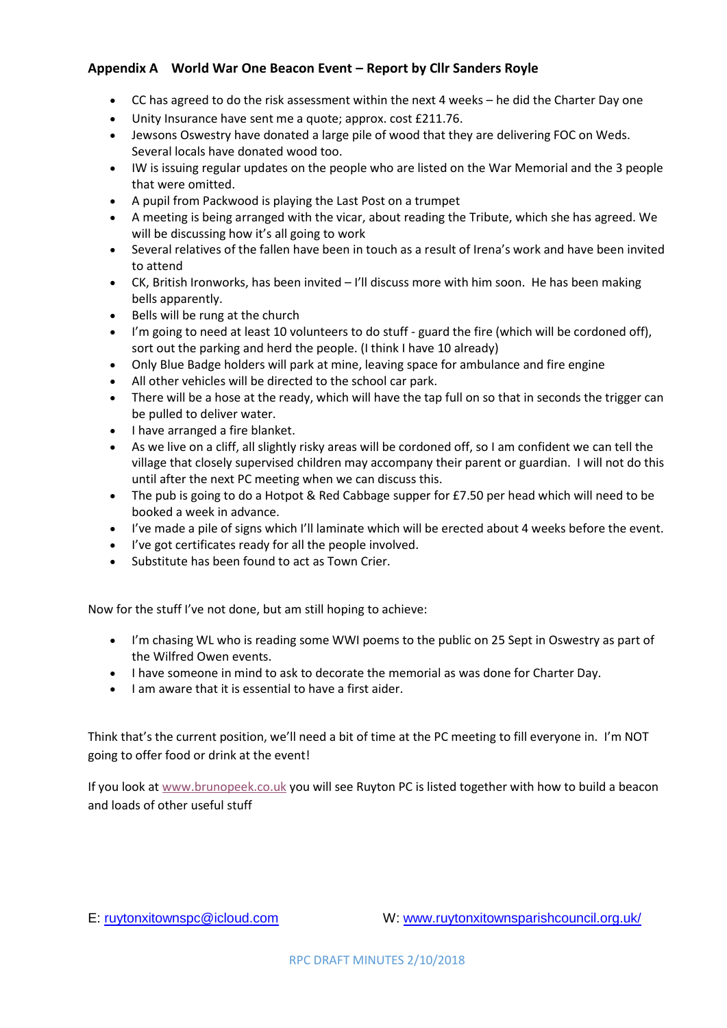### Appendix A World War One Beacon Event – Report by Cllr Sanders Royle

- CC has agreed to do the risk assessment within the next 4 weeks – he did the Charter Day one
- Unity Insurance have sent me a quote; approx. cost £211.76.
- Jewsons Oswestry have donated a large pile of wood that they are delivering FOC on Weds. Several locals have donated wood too.
- IW is issuing regular updates on the people who are listed on the War Memorial and the 3 people that were omitted.
- A pupil from Packwood is playing the Last Post on a trumpet
- A meeting is being arranged with the vicar, about reading the Tribute, which she has agreed. We will be discussing how it's all going to work
- Several relatives of the fallen have been in touch as a result of Irena's work and have been invited to attend
- CK, British Ironworks, has been invited – I'll discuss more with him soon. He has been making bells apparently.
- Bells will be rung at the church
- I'm going to need at least 10 volunteers to do stuff - guard the fire (which will be cordoned off), sort out the parking and herd the people. (I think I have 10 already)
- Only Blue Badge holders will park at mine, leaving space for ambulance and fire engine
- All other vehicles will be directed to the school car park.
- There will be a hose at the ready, which will have the tap full on so that in seconds the trigger can be pulled to deliver water.
- I have arranged a fire blanket.
- As we live on a cliff, all slightly risky areas will be cordoned off, so I am confident we can tell the village that closely supervised children may accompany their parent or guardian. I will not do this until after the next PC meeting when we can discuss this.
- The pub is going to do a Hotpot & Red Cabbage supper for £7.50 per head which will need to be booked a week in advance.
- I've made a pile of signs which I'll laminate which will be erected about 4 weeks before the event.
- I've got certificates ready for all the people involved.
- Substitute has been found to act as Town Crier.

Now for the stuff I've not done, but am still hoping to achieve:

- I'm chasing WL who is reading some WWI poems to the public on 25 Sept in Oswestry as part of the Wilfred Owen events.
- I have someone in mind to ask to decorate the memorial as was done for Charter Day.
- I am aware that it is essential to have a first aider.

Think that's the current position, we'll need a bit of time at the PC meeting to fill everyone in. I'm NOT going to offer food or drink at the event!

If you look at www.brunopeek.co.uk you will see Ruyton PC is listed together with how to build a beacon and loads of other useful stuff

E: ruytonxitownspc@icloud.com W: www.ruytonxitownsparishcouncil.org.uk/